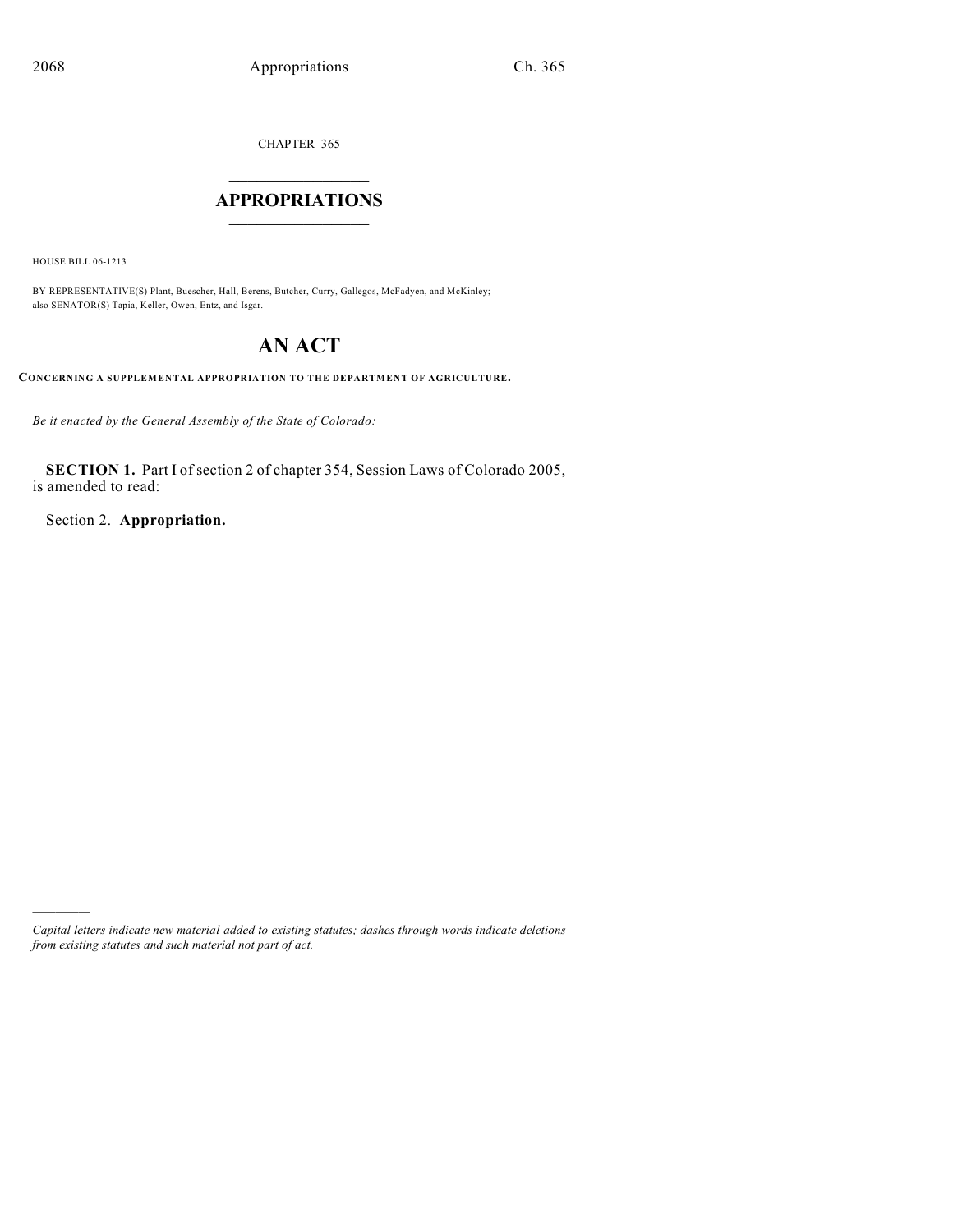CHAPTER 365

# APPROPRIATIONS

HOUSE BILL 06-1213

BY REPRESENTATIVE(S) Plant, Buescher, Hall, Berens, Butcher, Curry, Gallegos, McFadyen, and McKinley;
also SENATOR(S) Tapia, Keller, Owen, Entz, and Isgar.

# AN ACT

**CONCERNING A SUPPLEMENTAL APPROPRIATION TO THE DEPARTMENT OF AGRICULTURE.**

*Be it enacted by the General Assembly of the State of Colorado:*

**SECTION 1.** Part I of section 2 of chapter 354, Session Laws of Colorado 2005, is amended to read:

Section 2. **Appropriation.**

*Capital letters indicate new material added to existing statutes; dashes through words indicate deletions from existing statutes and such material not part of act.*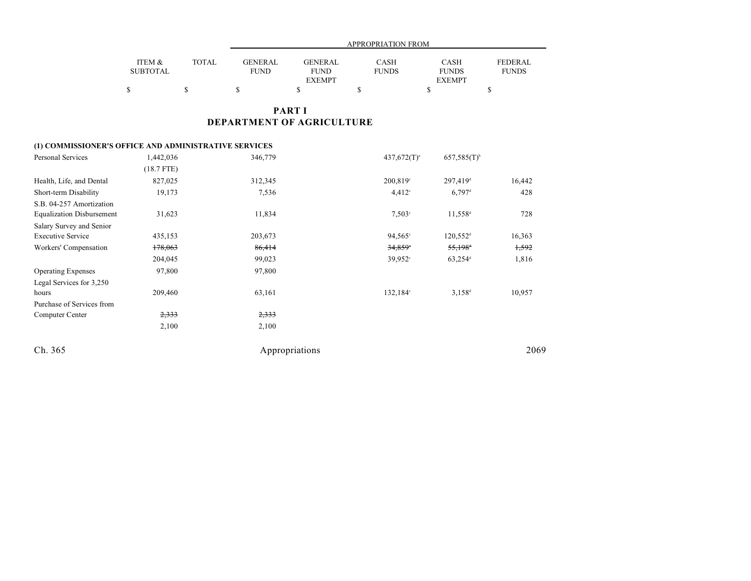| | ITEM & SUBTOTAL | TOTAL | APPROPRIATION FROM GENERAL FUND | GENERAL FUND EXEMPT | CASH FUNDS | CASH FUNDS EXEMPT | FEDERAL FUNDS |
|---|---|---|---|---|---|---|---|
| | $ | $ | $ | $ | $ | $ | $ |

## PART I
## DEPARTMENT OF AGRICULTURE

**(1) COMMISSIONER'S OFFICE AND ADMINISTRATIVE SERVICES**

| | ITEM & SUBTOTAL | TOTAL | GENERAL FUND | GENERAL FUND EXEMPT | CASH FUNDS | CASH FUNDS EXEMPT | FEDERAL FUNDS |
|---|---|---|---|---|---|---|---|
| Personal Services | 1,442,036 | | 346,779 | | 437,672(T)[a] | 657,585(T)[b] | |
| | (18.7 FTE) | | | | | | |
| Health, Life, and Dental | 827,025 | | 312,345 | | 200,819[c] | 297,419[d] | 16,442 |
| Short-term Disability | 19,173 | | 7,536 | | 4,412[c] | 6,797[d] | 428 |
| S.B. 04-257 Amortization Equalization Disbursement | 31,623 | | 11,834 | | 7,503[c] | 11,558[d] | 728 |
| Salary Survey and Senior Executive Service | 435,153 | | 203,673 | | 94,565[c] | 120,552[d] | 16,363 |
| Workers' Compensation | ~~178,063~~ | | ~~86,414~~ | | ~~34,859[c]~~ | ~~55,198[d]~~ | ~~1,592~~ |
| | 204,045 | | 99,023 | | 39,952[c] | 63,254[d] | 1,816 |
| Operating Expenses | 97,800 | | 97,800 | | | | |
| Legal Services for 3,250 hours | 209,460 | | 63,161 | | 132,184[c] | 3,158[d] | 10,957 |
| Purchase of Services from Computer Center | ~~2,333~~ | | ~~2,333~~ | | | | |
| | 2,100 | | 2,100 | | | | |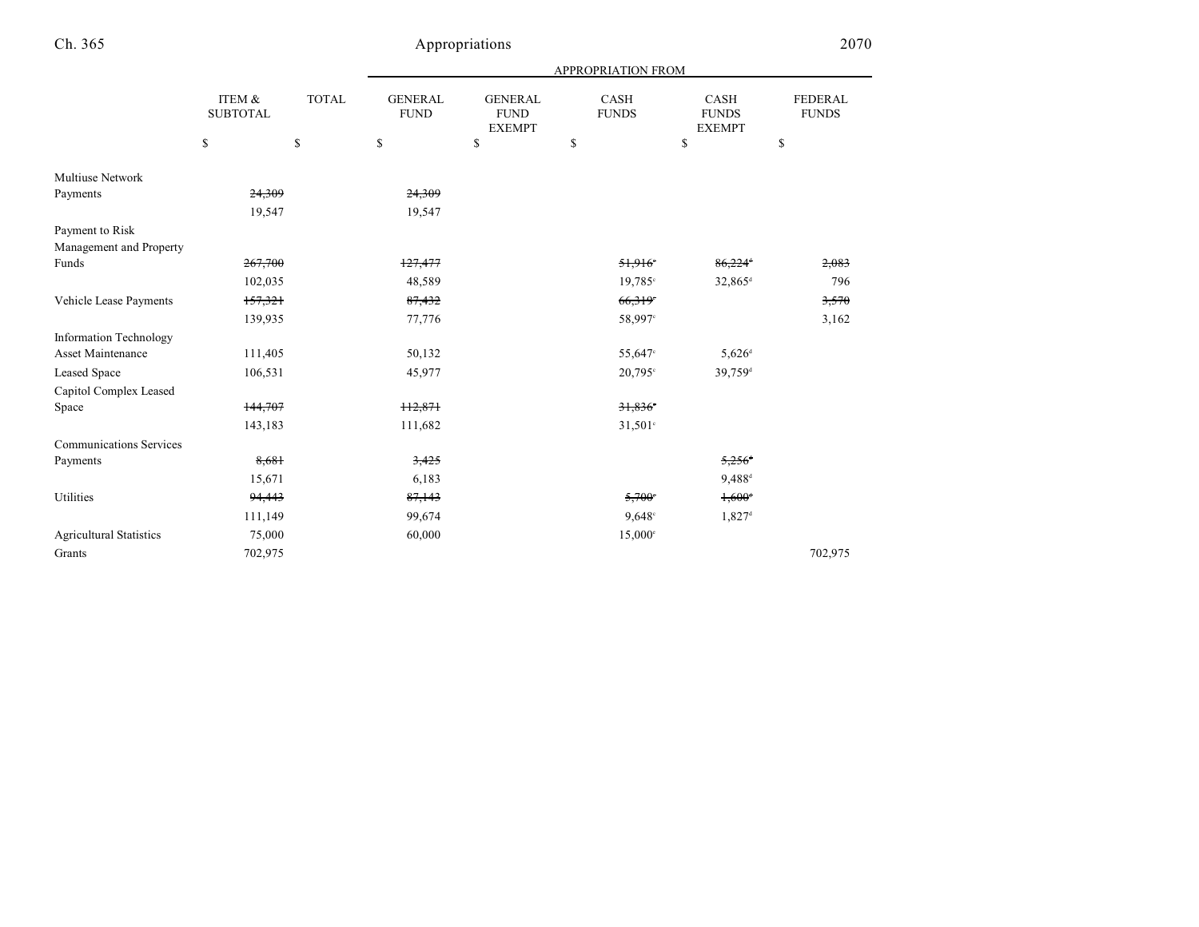| | ITEM & SUBTOTAL | TOTAL | APPROPRIATION FROM GENERAL FUND | GENERAL FUND EXEMPT | CASH FUNDS | CASH FUNDS EXEMPT | FEDERAL FUNDS |
|---|---|---|---|---|---|---|---|
| | $ | $ | $ | $ | $ | $ | $ |
| Multiuse Network Payments | ~~24,309~~ | | ~~24,309~~ | | | | |
| | 19,547 | | 19,547 | | | | |
| Payment to Risk Management and Property Funds | ~~267,700~~ | | ~~127,477~~ | | ~~51,916~~[c] | ~~86,224~~[d] | ~~2,083~~ |
| | 102,035 | | 48,589 | | 19,785[c] | 32,865[d] | 796 |
| Vehicle Lease Payments | ~~157,321~~ | | ~~87,432~~ | | ~~66,319~~[c] | | ~~3,570~~ |
| | 139,935 | | 77,776 | | 58,997[c] | | 3,162 |
| Information Technology Asset Maintenance | 111,405 | | 50,132 | | 55,647[c] | 5,626[d] | |
| Leased Space | 106,531 | | 45,977 | | 20,795[c] | 39,759[d] | |
| Capitol Complex Leased Space | ~~144,707~~ | | ~~112,871~~ | | ~~31,836~~[c] | | |
| | 143,183 | | 111,682 | | 31,501[c] | | |
| Communications Services Payments | ~~8,681~~ | | ~~3,425~~ | | | ~~5,256~~[d] | |
| | 15,671 | | 6,183 | | | 9,488[d] | |
| Utilities | ~~94,443~~ | | ~~87,143~~ | | ~~5,700~~[c] | ~~1,600~~[d] | |
| | 111,149 | | 99,674 | | 9,648[c] | 1,827[d] | |
| Agricultural Statistics | 75,000 | | 60,000 | | 15,000[c] | | |
| Grants | 702,975 | | | | | | 702,975 |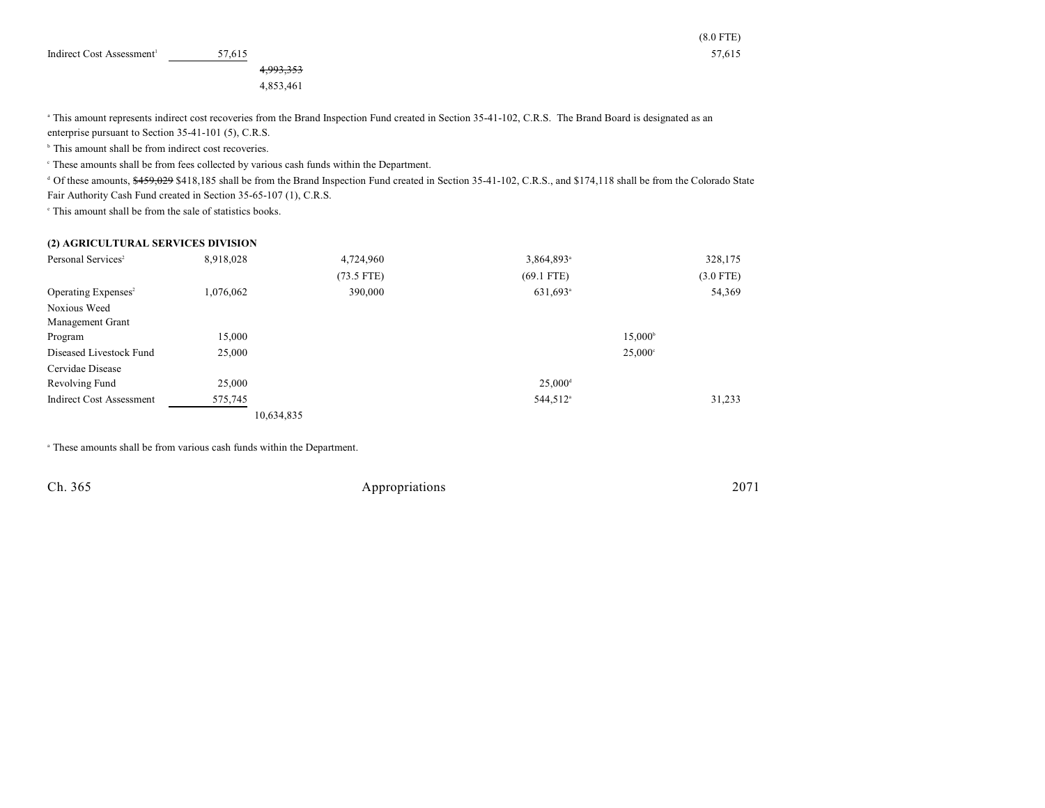| | | | | | |
|---|---|---|---|---|---|
| | | | | | (8.0 FTE) |
| Indirect Cost Assessment[1] | 57,615 | | | | 57,615 |
| | | ~~4,993,353~~ | | | |
| | | 4,853,461 | | | |

[a] This amount represents indirect cost recoveries from the Brand Inspection Fund created in Section 35-41-102, C.R.S. The Brand Board is designated as an enterprise pursuant to Section 35-41-101 (5), C.R.S.

[b] This amount shall be from indirect cost recoveries.

[c] These amounts shall be from fees collected by various cash funds within the Department.

[d] Of these amounts, ~~$459,029~~ $418,185 shall be from the Brand Inspection Fund created in Section 35-41-102, C.R.S., and $174,118 shall be from the Colorado State Fair Authority Cash Fund created in Section 35-65-107 (1), C.R.S.

[e] This amount shall be from the sale of statistics books.

**(2) AGRICULTURAL SERVICES DIVISION**

| | | | | | | |
|---|---|---|---|---|---|---|
| Personal Services[2] | 8,918,028 | | 4,724,960 | 3,864,893[a] | | 328,175 |
| | | | (73.5 FTE) | (69.1 FTE) | | (3.0 FTE) |
| Operating Expenses[2] | 1,076,062 | | 390,000 | 631,693[a] | | 54,369 |
| Noxious Weed Management Grant Program | 15,000 | | | | 15,000[b] | |
| Diseased Livestock Fund | 25,000 | | | | 25,000[c] | |
| Cervidae Disease Revolving Fund | 25,000 | | | 25,000[d] | | |
| Indirect Cost Assessment | 575,745 | | | 544,512[a] | | 31,233 |
| | | 10,634,835 | | | | |

[a] These amounts shall be from various cash funds within the Department.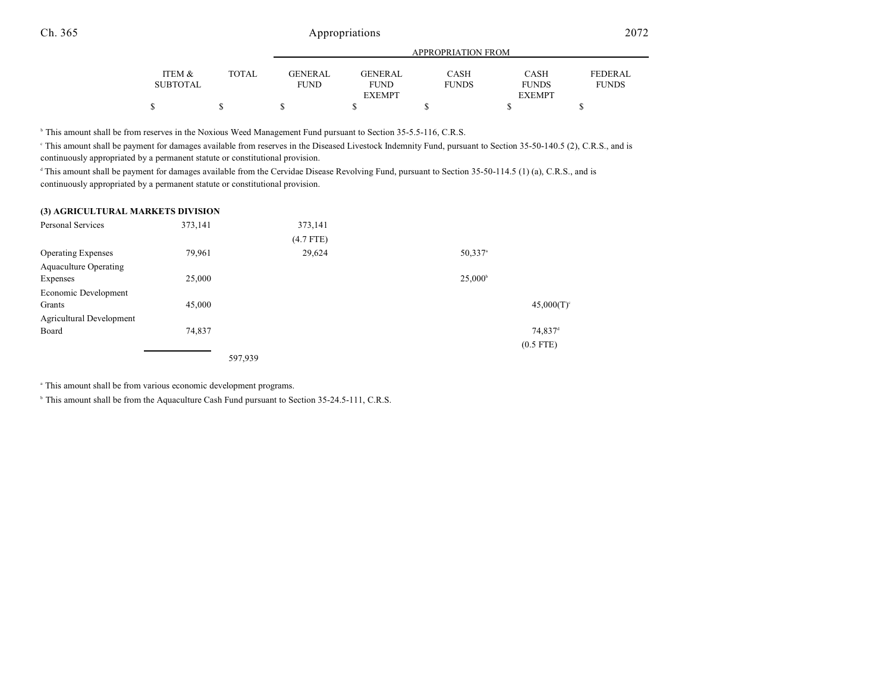| | ITEM & SUBTOTAL | TOTAL | APPROPRIATION FROM GENERAL FUND | GENERAL FUND EXEMPT | CASH FUNDS | CASH FUNDS EXEMPT | FEDERAL FUNDS |
|---|---|---|---|---|---|---|---|
| | $ | $ | $ | $ | $ | $ | $ |

[b] This amount shall be from reserves in the Noxious Weed Management Fund pursuant to Section 35-5.5-116, C.R.S.

[c] This amount shall be payment for damages available from reserves in the Diseased Livestock Indemnity Fund, pursuant to Section 35-50-140.5 (2), C.R.S., and is continuously appropriated by a permanent statute or constitutional provision.

[d] This amount shall be payment for damages available from the Cervidae Disease Revolving Fund, pursuant to Section 35-50-114.5 (1) (a), C.R.S., and is continuously appropriated by a permanent statute or constitutional provision.

**(3) AGRICULTURAL MARKETS DIVISION**

| | ITEM & SUBTOTAL | TOTAL | GENERAL FUND | GENERAL FUND EXEMPT | CASH FUNDS | CASH FUNDS EXEMPT | FEDERAL FUNDS |
|---|---|---|---|---|---|---|---|
| Personal Services | 373,141 | | 373,141<br>(4.7 FTE) | | | | |
| Operating Expenses | 79,961 | | 29,624 | | 50,337[a] | | |
| Aquaculture Operating Expenses | 25,000 | | | | 25,000[b] | | |
| Economic Development Grants | 45,000 | | | | | 45,000(T)[c] | |
| Agricultural Development Board | 74,837 | | | | | 74,837[d]<br>(0.5 FTE) | |
| | | 597,939 | | | | | |

[a] This amount shall be from various economic development programs.

[b] This amount shall be from the Aquaculture Cash Fund pursuant to Section 35-24.5-111, C.R.S.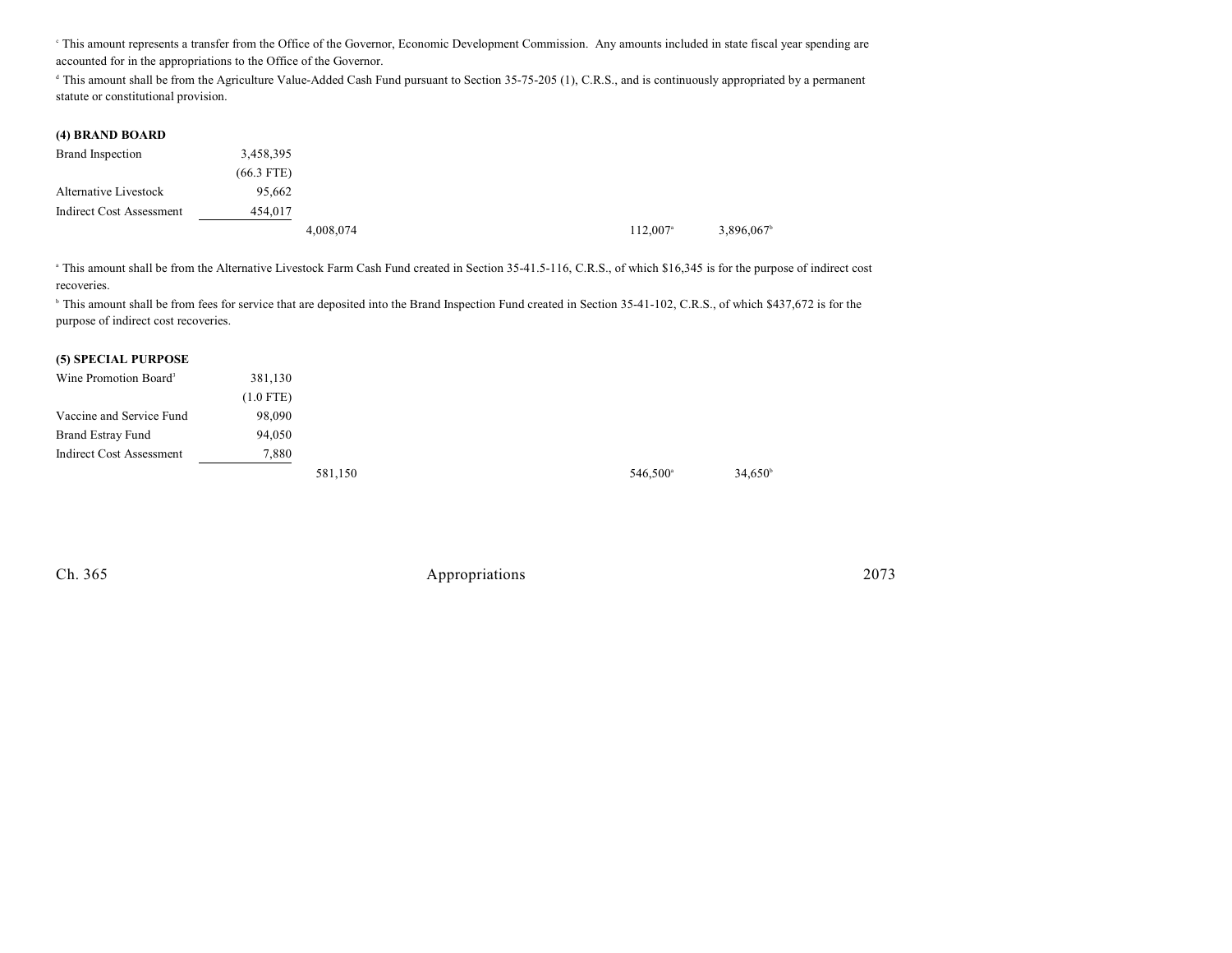[c] This amount represents a transfer from the Office of the Governor, Economic Development Commission. Any amounts included in state fiscal year spending are accounted for in the appropriations to the Office of the Governor.

[d] This amount shall be from the Agriculture Value-Added Cash Fund pursuant to Section 35-75-205 (1), C.R.S., and is continuously appropriated by a permanent statute or constitutional provision.

**(4) BRAND BOARD**

| | | | | |
|---|---|---|---|---|
| Brand Inspection | 3,458,395 | | | |
| | (66.3 FTE) | | | |
| Alternative Livestock | 95,662 | | | |
| Indirect Cost Assessment | 454,017 | | | |
| | | 4,008,074 | 112,007[a] | 3,896,067[b] |

[a] This amount shall be from the Alternative Livestock Farm Cash Fund created in Section 35-41.5-116, C.R.S., of which $16,345 is for the purpose of indirect cost recoveries.

[b] This amount shall be from fees for service that are deposited into the Brand Inspection Fund created in Section 35-41-102, C.R.S., of which $437,672 is for the purpose of indirect cost recoveries.

**(5) SPECIAL PURPOSE**

| | | | | |
|---|---|---|---|---|
| Wine Promotion Board[3] | 381,130 | | | |
| | (1.0 FTE) | | | |
| Vaccine and Service Fund | 98,090 | | | |
| Brand Estray Fund | 94,050 | | | |
| Indirect Cost Assessment | 7,880 | | | |
| | | 581,150 | 546,500[a] | 34,650[b] |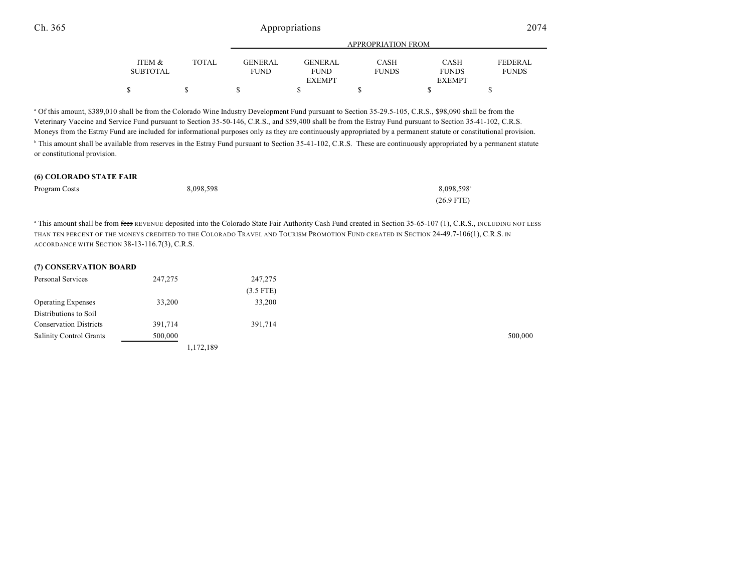| | ITEM & SUBTOTAL | TOTAL | APPROPRIATION FROM GENERAL FUND | GENERAL FUND EXEMPT | CASH FUNDS | CASH FUNDS EXEMPT | FEDERAL FUNDS |
|---|---|---|---|---|---|---|---|
| | $ | $ | $ | $ | $ | $ | $ |

[a] Of this amount, $389,010 shall be from the Colorado Wine Industry Development Fund pursuant to Section 35-29.5-105, C.R.S., $98,090 shall be from the Veterinary Vaccine and Service Fund pursuant to Section 35-50-146, C.R.S., and $59,400 shall be from the Estray Fund pursuant to Section 35-41-102, C.R.S. Moneys from the Estray Fund are included for informational purposes only as they are continuously appropriated by a permanent statute or constitutional provision.

[b] This amount shall be available from reserves in the Estray Fund pursuant to Section 35-41-102, C.R.S. These are continuously appropriated by a permanent statute or constitutional provision.

**(6) COLORADO STATE FAIR**

| | ITEM & SUBTOTAL | TOTAL | GENERAL FUND | GENERAL FUND EXEMPT | CASH FUNDS | CASH FUNDS EXEMPT | FEDERAL FUNDS |
|---|---|---|---|---|---|---|---|
| Program Costs | | 8,098,598 | | | | 8,098,598[a] (26.9 FTE) | |

[a] This amount shall be from ~~fees~~ REVENUE deposited into the Colorado State Fair Authority Cash Fund created in Section 35-65-107 (1), C.R.S., INCLUDING NOT LESS THAN TEN PERCENT OF THE MONEYS CREDITED TO THE COLORADO TRAVEL AND TOURISM PROMOTION FUND CREATED IN SECTION 24-49.7-106(1), C.R.S. IN ACCORDANCE WITH SECTION 38-13-116.7(3), C.R.S.

**(7) CONSERVATION BOARD**

| | ITEM & SUBTOTAL | TOTAL | GENERAL FUND | GENERAL FUND EXEMPT | CASH FUNDS | CASH FUNDS EXEMPT | FEDERAL FUNDS |
|---|---|---|---|---|---|---|---|
| Personal Services | 247,275 | | 247,275 (3.5 FTE) | | | | |
| Operating Expenses | 33,200 | | 33,200 | | | | |
| Distributions to Soil Conservation Districts | 391,714 | | 391,714 | | | | |
| Salinity Control Grants | 500,000 | | | | | | 500,000 |
| | | 1,172,189 | | | | | |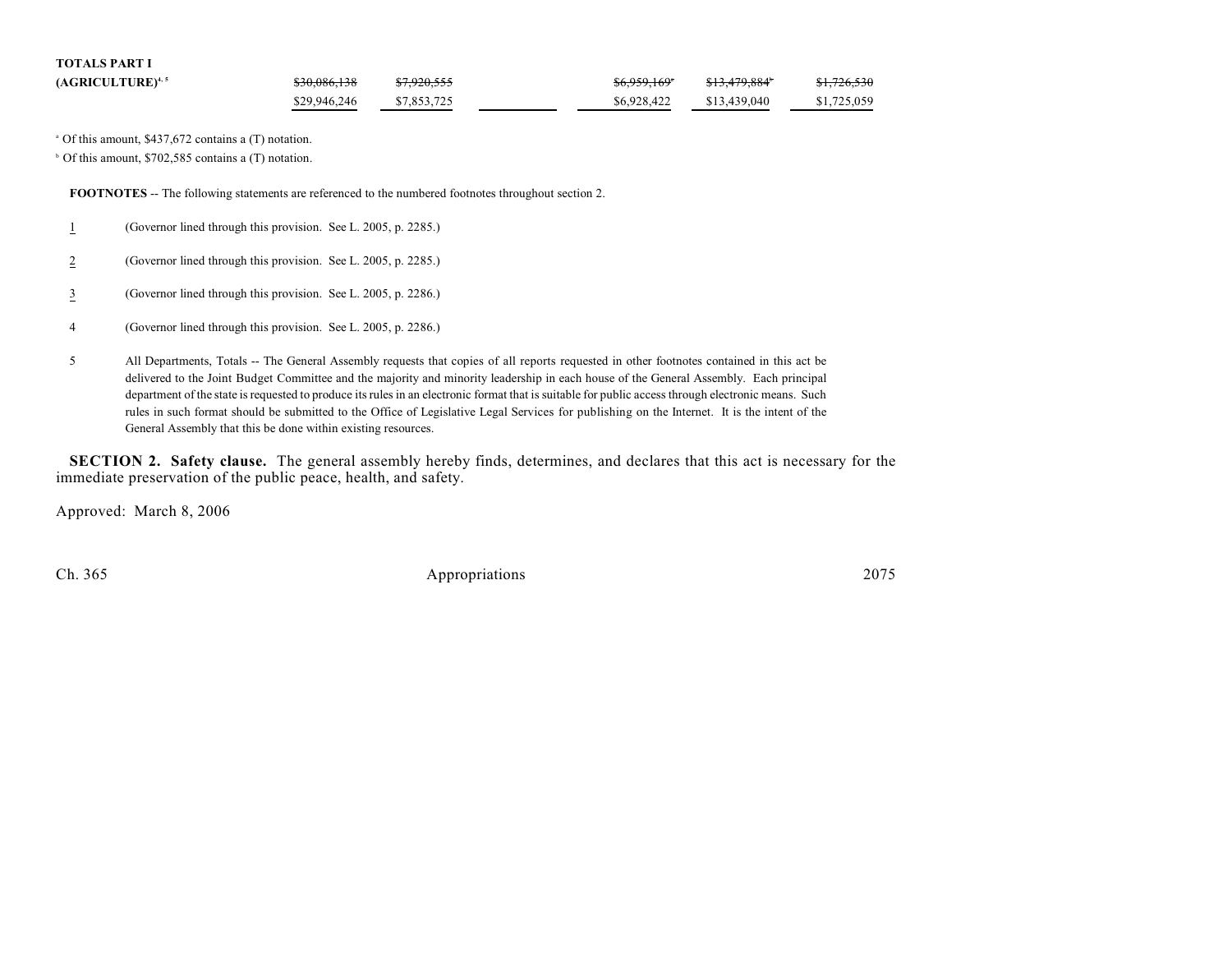| | | | | | | |
|---|---|---|---|---|---|---|
| **TOTALS PART I (AGRICULTURE)**[4, 5] | ~~$30,086,138~~ | ~~$7,920,555~~ | | ~~$6,959,169~~[a] | ~~$13,479,884~~[b] | ~~$1,726,530~~ |
| | $29,946,246 | $7,853,725 | | $6,928,422 | $13,439,040 | $1,725,059 |

[a] Of this amount, $437,672 contains a (T) notation.

[b] Of this amount, $702,585 contains a (T) notation.

**FOOTNOTES** -- The following statements are referenced to the numbered footnotes throughout section 2.

1 (Governor lined through this provision. See L. 2005, p. 2285.)

2 (Governor lined through this provision. See L. 2005, p. 2285.)

3 (Governor lined through this provision. See L. 2005, p. 2286.)

4 (Governor lined through this provision. See L. 2005, p. 2286.)

5 All Departments, Totals -- The General Assembly requests that copies of all reports requested in other footnotes contained in this act be delivered to the Joint Budget Committee and the majority and minority leadership in each house of the General Assembly. Each principal department of the state is requested to produce its rules in an electronic format that is suitable for public access through electronic means. Such rules in such format should be submitted to the Office of Legislative Legal Services for publishing on the Internet. It is the intent of the General Assembly that this be done within existing resources.

**SECTION 2. Safety clause.** The general assembly hereby finds, determines, and declares that this act is necessary for the immediate preservation of the public peace, health, and safety.

Approved: March 8, 2006